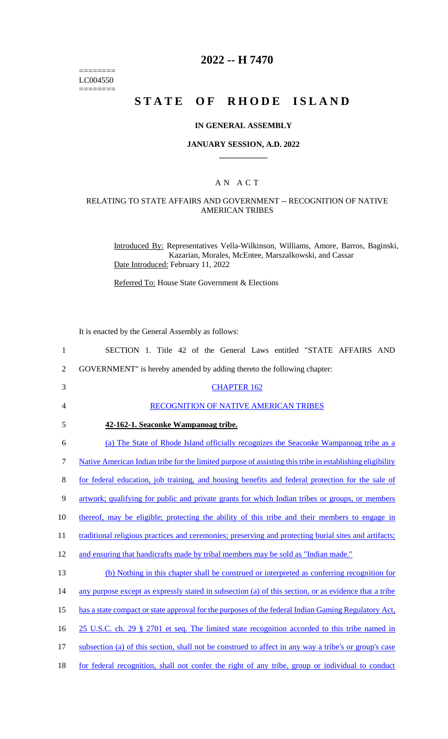======== 
LC004550 
========

# 2022 -- H 7470

# STATE OF RHODE ISLAND

## IN GENERAL ASSEMBLY

### JANUARY SESSION, A.D. 2022

## A N A C T

### RELATING TO STATE AFFAIRS AND GOVERNMENT -- RECOGNITION OF NATIVE AMERICAN TRIBES

Introduced By: Representatives Vella-Wilkinson, Williams, Amore, Barros, Baginski, Kazarian, Morales, McEntee, Marszalkowski, and Cassar

Date Introduced: February 11, 2022

Referred To: House State Government & Elections

It is enacted by the General Assembly as follows:

1 SECTION 1. Title 42 of the General Laws entitled "STATE AFFAIRS AND
2 GOVERNMENT" is hereby amended by adding thereto the following chapter:

3 CHAPTER 162

4 RECOGNITION OF NATIVE AMERICAN TRIBES

5 **42-162-1. Seaconke Wampanoag tribe.**

6 (a) The State of Rhode Island officially recognizes the Seaconke Wampanoag tribe as a
7 Native American Indian tribe for the limited purpose of assisting this tribe in establishing eligibility
8 for federal education, job training, and housing benefits and federal protection for the sale of
9 artwork; qualifying for public and private grants for which Indian tribes or groups, or members
10 thereof, may be eligible; protecting the ability of this tribe and their members to engage in
11 traditional religious practices and ceremonies; preserving and protecting burial sites and artifacts;
12 and ensuring that handicrafts made by tribal members may be sold as "Indian made."

13 (b) Nothing in this chapter shall be construed or interpreted as conferring recognition for
14 any purpose except as expressly stated in subsection (a) of this section, or as evidence that a tribe
15 has a state compact or state approval for the purposes of the federal Indian Gaming Regulatory Act,
16 25 U.S.C. ch. 29 § 2701 et seq. The limited state recognition accorded to this tribe named in
17 subsection (a) of this section, shall not be construed to affect in any way a tribe's or group's case
18 for federal recognition, shall not confer the right of any tribe, group or individual to conduct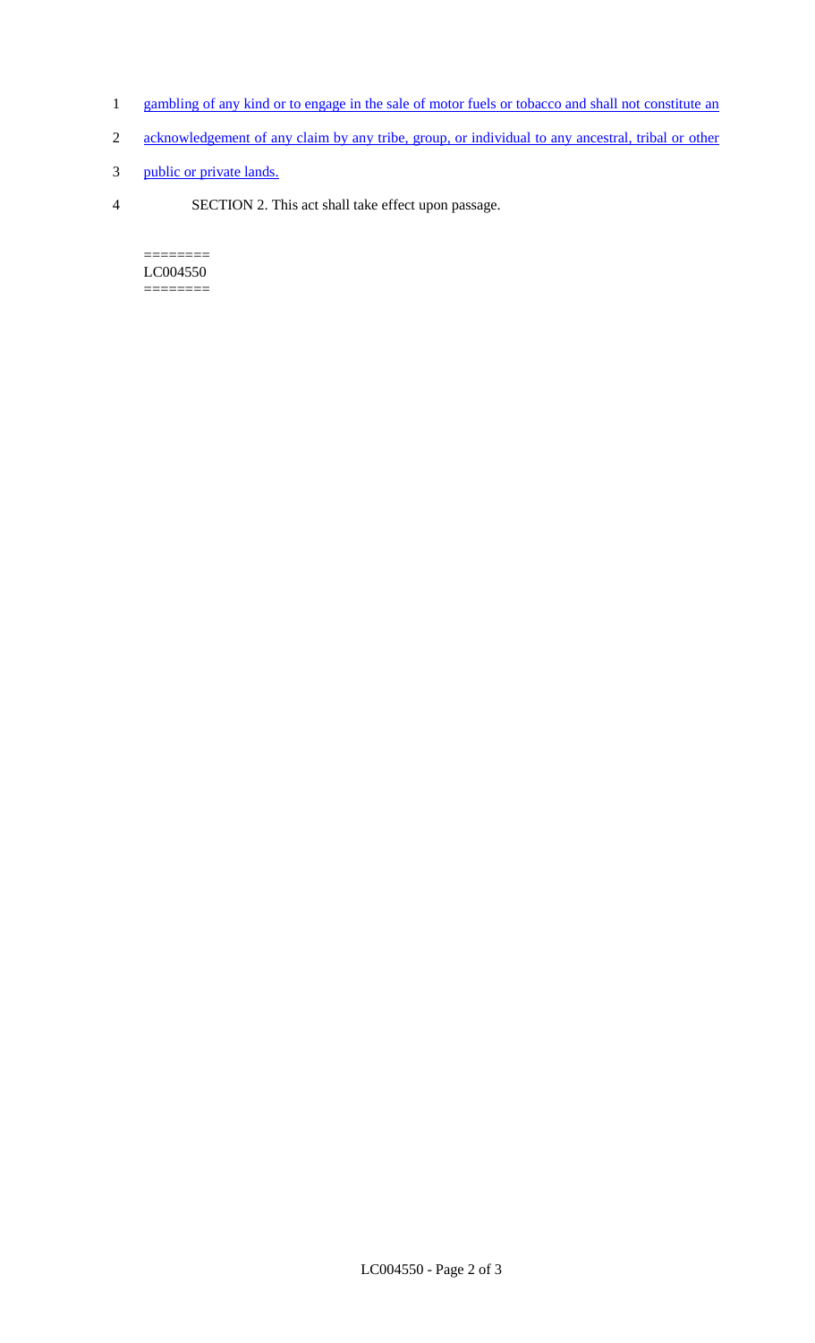1 gambling of any kind or to engage in the sale of motor fuels or tobacco and shall not constitute an

2 acknowledgement of any claim by any tribe, group, or individual to any ancestral, tribal or other

3 public or private lands.

4 SECTION 2. This act shall take effect upon passage.

========
LC004550
========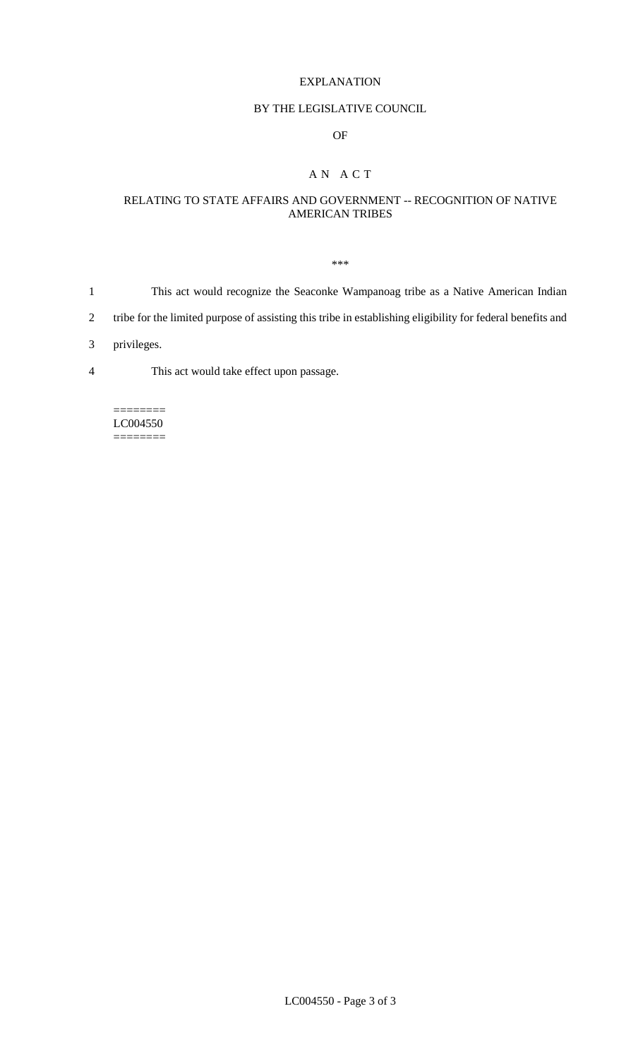EXPLANATION

BY THE LEGISLATIVE COUNCIL

OF

A N A C T

RELATING TO STATE AFFAIRS AND GOVERNMENT -- RECOGNITION OF NATIVE AMERICAN TRIBES

\*\*\*

1 This act would recognize the Seaconke Wampanoag tribe as a Native American Indian
2 tribe for the limited purpose of assisting this tribe in establishing eligibility for federal benefits and
3 privileges.
4 This act would take effect upon passage.

========
LC004550
========